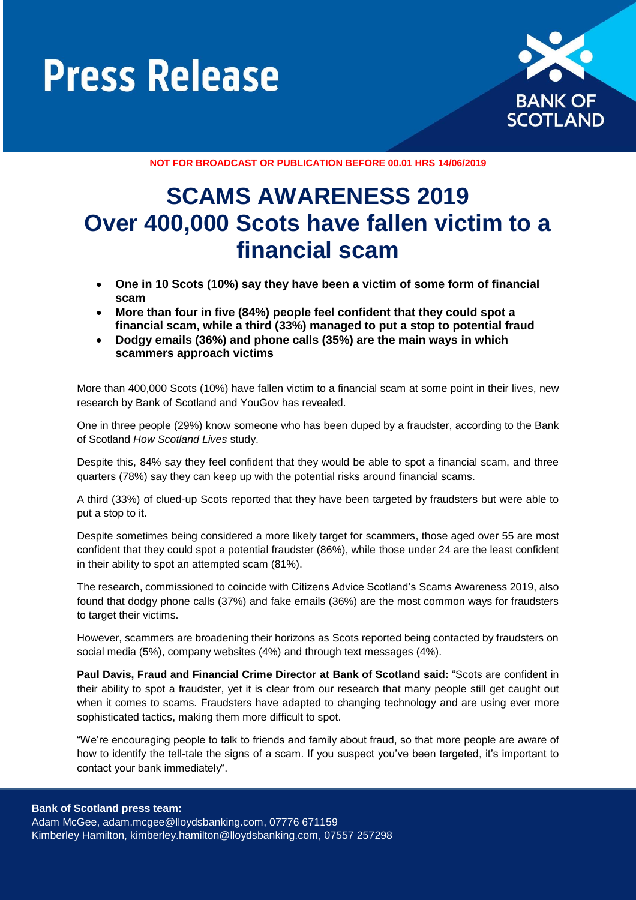# Press Release

BANK OF SCOTLAND

**NOT FOR BROADCAST OR PUBLICATION BEFORE 00.01 HRS 14/06/2019**

# SCAMS AWARENESS 2019
# Over 400,000 Scots have fallen victim to a financial scam

- **One in 10 Scots (10%) say they have been a victim of some form of financial scam**
- **More than four in five (84%) people feel confident that they could spot a financial scam, while a third (33%) managed to put a stop to potential fraud**
- **Dodgy emails (36%) and phone calls (35%) are the main ways in which scammers approach victims**

More than 400,000 Scots (10%) have fallen victim to a financial scam at some point in their lives, new research by Bank of Scotland and YouGov has revealed.

One in three people (29%) know someone who has been duped by a fraudster, according to the Bank of Scotland *How Scotland Lives* study.

Despite this, 84% say they feel confident that they would be able to spot a financial scam, and three quarters (78%) say they can keep up with the potential risks around financial scams.

A third (33%) of clued-up Scots reported that they have been targeted by fraudsters but were able to put a stop to it.

Despite sometimes being considered a more likely target for scammers, those aged over 55 are most confident that they could spot a potential fraudster (86%), while those under 24 are the least confident in their ability to spot an attempted scam (81%).

The research, commissioned to coincide with Citizens Advice Scotland's Scams Awareness 2019, also found that dodgy phone calls (37%) and fake emails (36%) are the most common ways for fraudsters to target their victims.

However, scammers are broadening their horizons as Scots reported being contacted by fraudsters on social media (5%), company websites (4%) and through text messages (4%).

**Paul Davis, Fraud and Financial Crime Director at Bank of Scotland said:** "Scots are confident in their ability to spot a fraudster, yet it is clear from our research that many people still get caught out when it comes to scams. Fraudsters have adapted to changing technology and are using ever more sophisticated tactics, making them more difficult to spot.

"We're encouraging people to talk to friends and family about fraud, so that more people are aware of how to identify the tell-tale the signs of a scam. If you suspect you've been targeted, it's important to contact your bank immediately".

**Bank of Scotland press team:**
Adam McGee, adam.mcgee@lloydsbanking.com, 07776 671159
Kimberley Hamilton, kimberley.hamilton@lloydsbanking.com, 07557 257298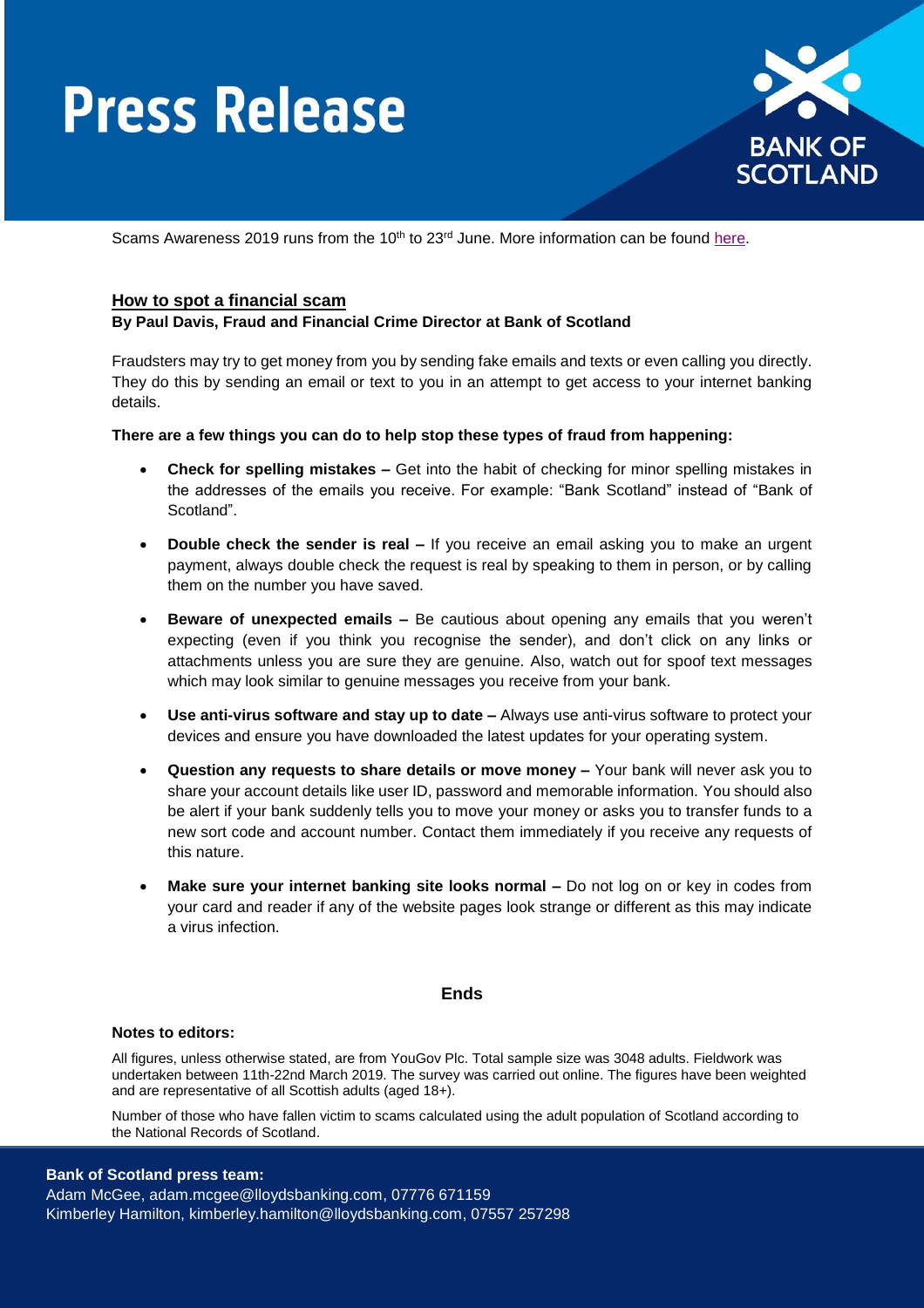# Press Release

Scams Awareness 2019 runs from the 10th to 23rd June. More information can be found here.

## How to spot a financial scam

**By Paul Davis, Fraud and Financial Crime Director at Bank of Scotland**

Fraudsters may try to get money from you by sending fake emails and texts or even calling you directly. They do this by sending an email or text to you in an attempt to get access to your internet banking details.

**There are a few things you can do to help stop these types of fraud from happening:**

- **Check for spelling mistakes –** Get into the habit of checking for minor spelling mistakes in the addresses of the emails you receive. For example: "Bank Scotland" instead of "Bank of Scotland".
- **Double check the sender is real –** If you receive an email asking you to make an urgent payment, always double check the request is real by speaking to them in person, or by calling them on the number you have saved.
- **Beware of unexpected emails –** Be cautious about opening any emails that you weren't expecting (even if you think you recognise the sender), and don't click on any links or attachments unless you are sure they are genuine. Also, watch out for spoof text messages which may look similar to genuine messages you receive from your bank.
- **Use anti-virus software and stay up to date –** Always use anti-virus software to protect your devices and ensure you have downloaded the latest updates for your operating system.
- **Question any requests to share details or move money –** Your bank will never ask you to share your account details like user ID, password and memorable information. You should also be alert if your bank suddenly tells you to move your money or asks you to transfer funds to a new sort code and account number. Contact them immediately if you receive any requests of this nature.
- **Make sure your internet banking site looks normal –** Do not log on or key in codes from your card and reader if any of the website pages look strange or different as this may indicate a virus infection.

**Ends**

**Notes to editors:**

All figures, unless otherwise stated, are from YouGov Plc. Total sample size was 3048 adults. Fieldwork was undertaken between 11th-22nd March 2019. The survey was carried out online. The figures have been weighted and are representative of all Scottish adults (aged 18+).

Number of those who have fallen victim to scams calculated using the adult population of Scotland according to the National Records of Scotland.

**Bank of Scotland press team:**
Adam McGee, adam.mcgee@lloydsbanking.com, 07776 671159
Kimberley Hamilton, kimberley.hamilton@lloydsbanking.com, 07557 257298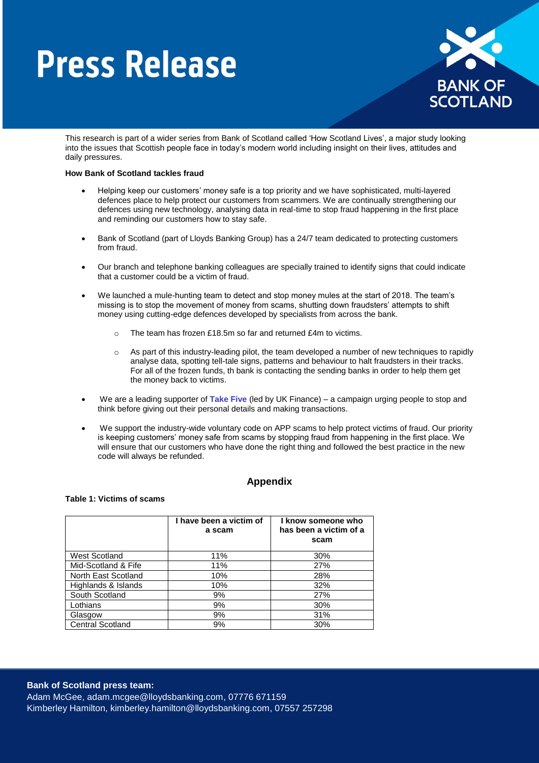# Press Release

This research is part of a wider series from Bank of Scotland called 'How Scotland Lives', a major study looking into the issues that Scottish people face in today's modern world including insight on their lives, attitudes and daily pressures.

**How Bank of Scotland tackles fraud**

- Helping keep our customers' money safe is a top priority and we have sophisticated, multi-layered defences place to help protect our customers from scammers. We are continually strengthening our defences using new technology, analysing data in real-time to stop fraud happening in the first place and reminding our customers how to stay safe.
- Bank of Scotland (part of Lloyds Banking Group) has a 24/7 team dedicated to protecting customers from fraud.
- Our branch and telephone banking colleagues are specially trained to identify signs that could indicate that a customer could be a victim of fraud.
- We launched a mule-hunting team to detect and stop money mules at the start of 2018. The team's missing is to stop the movement of money from scams, shutting down fraudsters' attempts to shift money using cutting-edge defences developed by specialists from across the bank.
    - The team has frozen £18.5m so far and returned £4m to victims.
    - As part of this industry-leading pilot, the team developed a number of new techniques to rapidly analyse data, spotting tell-tale signs, patterns and behaviour to halt fraudsters in their tracks. For all of the frozen funds, th bank is contacting the sending banks in order to help them get the money back to victims.
- We are a leading supporter of **Take Five** (led by UK Finance) – a campaign urging people to stop and think before giving out their personal details and making transactions.
- We support the industry-wide voluntary code on APP scams to help protect victims of fraud. Our priority is keeping customers' money safe from scams by stopping fraud from happening in the first place. We will ensure that our customers who have done the right thing and followed the best practice in the new code will always be refunded.

## Appendix

**Table 1: Victims of scams**

| | I have been a victim of a scam | I know someone who has been a victim of a scam |
|---|---|---|
| West Scotland | 11% | 30% |
| Mid-Scotland & Fife | 11% | 27% |
| North East Scotland | 10% | 28% |
| Highlands & Islands | 10% | 32% |
| South Scotland | 9% | 27% |
| Lothians | 9% | 30% |
| Glasgow | 9% | 31% |
| Central Scotland | 9% | 30% |

**Bank of Scotland press team:**
Adam McGee, adam.mcgee@lloydsbanking.com, 07776 671159
Kimberley Hamilton, kimberley.hamilton@lloydsbanking.com, 07557 257298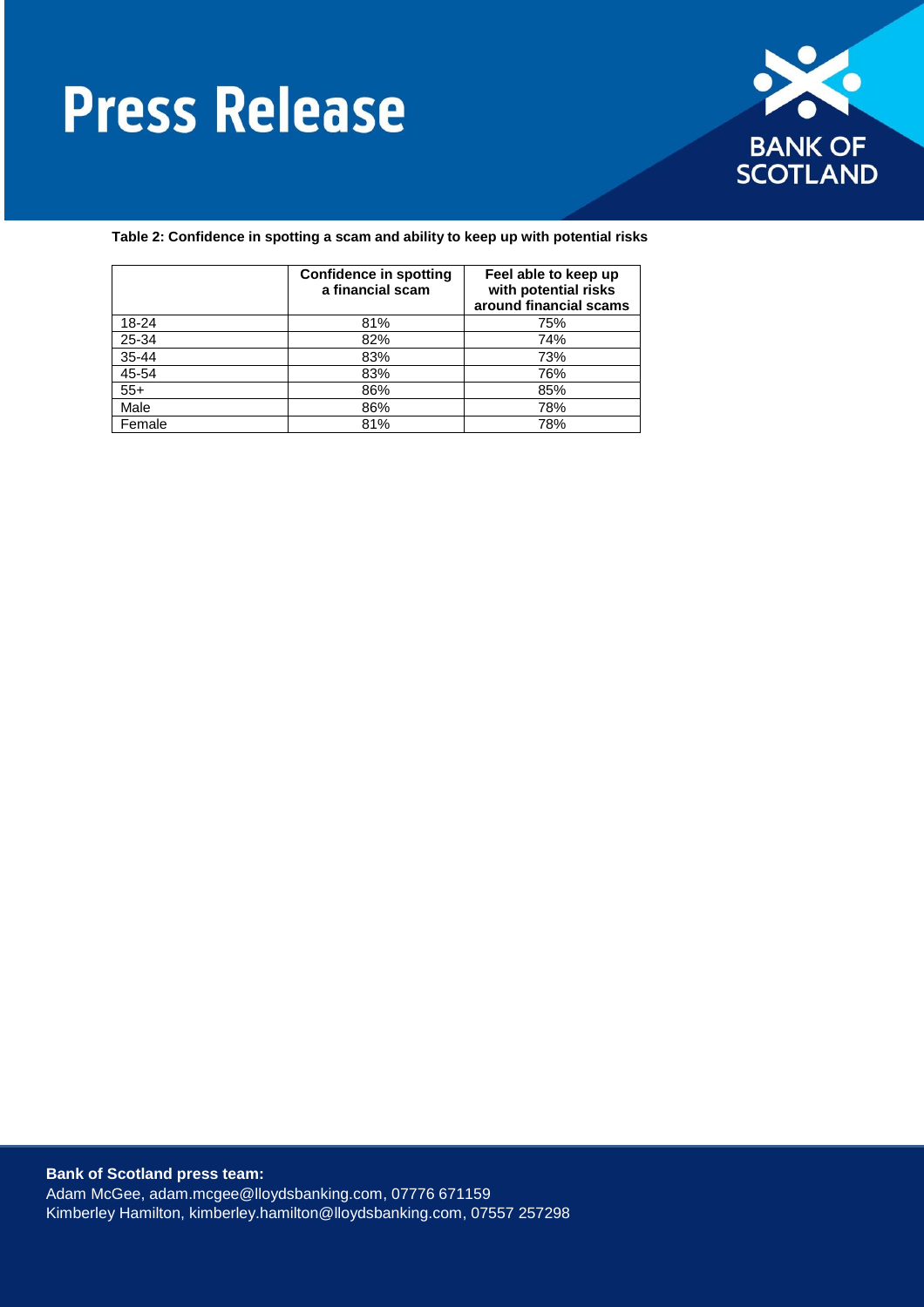**Table 2: Confidence in spotting a scam and ability to keep up with potential risks**

| | Confidence in spotting a financial scam | Feel able to keep up with potential risks around financial scams |
|---|---|---|
| 18-24 | 81% | 75% |
| 25-34 | 82% | 74% |
| 35-44 | 83% | 73% |
| 45-54 | 83% | 76% |
| 55+ | 86% | 85% |
| Male | 86% | 78% |
| Female | 81% | 78% |